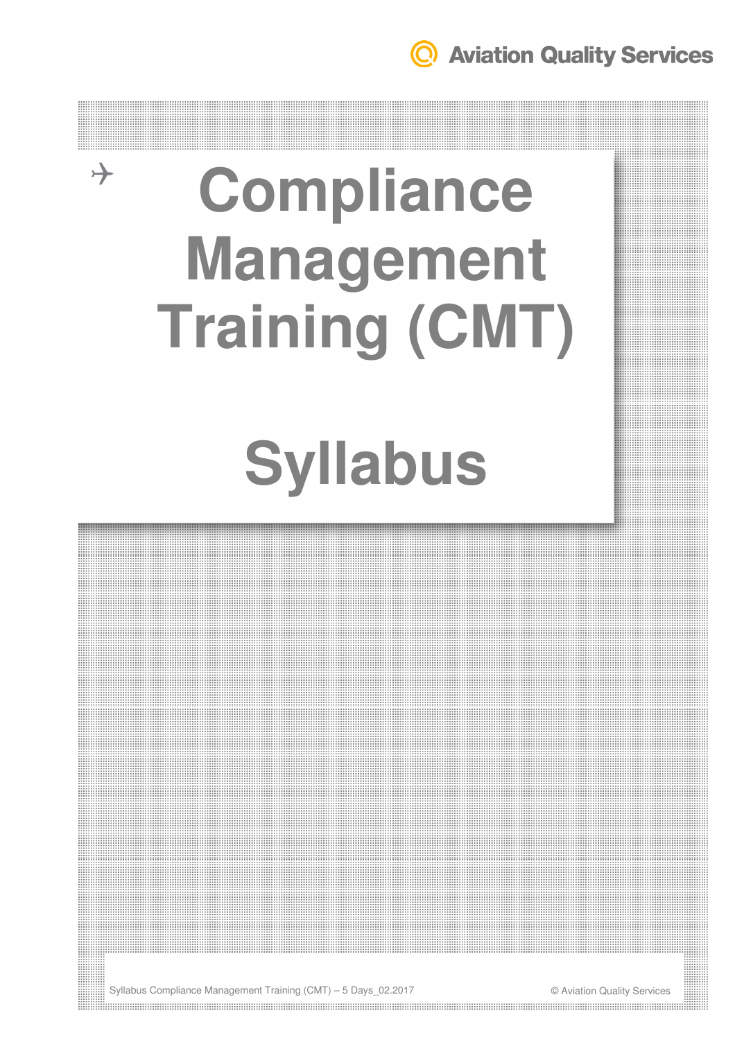Aviation Quality Services

# Compliance Management Training (CMT)

# Syllabus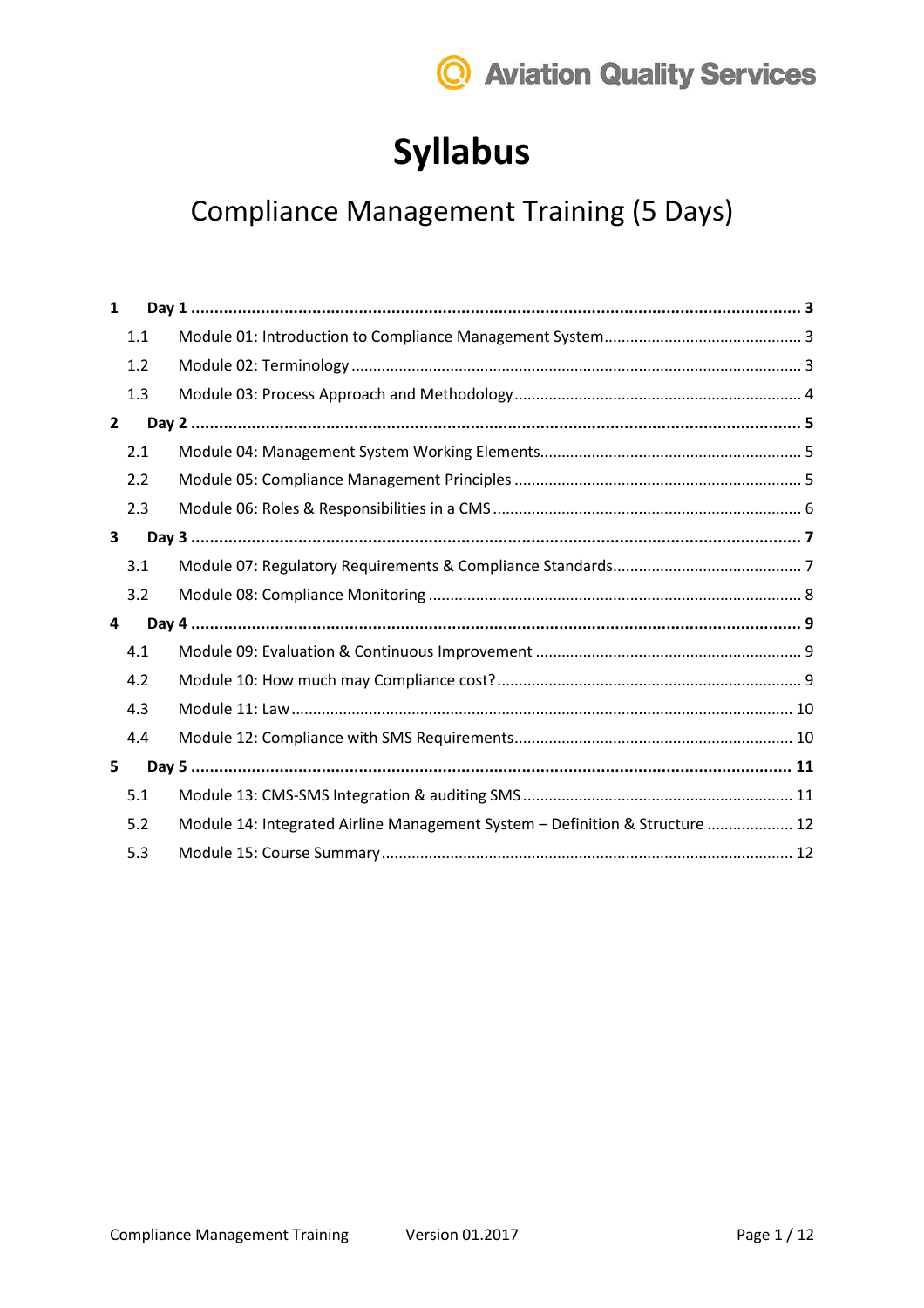# Syllabus

## Compliance Management Training (5 Days)

**1 Day 1 .......... 3**

- 1.1 Module 01: Introduction to Compliance Management System .......... 3
- 1.2 Module 02: Terminology .......... 3
- 1.3 Module 03: Process Approach and Methodology .......... 4

**2 Day 2 .......... 5**

- 2.1 Module 04: Management System Working Elements .......... 5
- 2.2 Module 05: Compliance Management Principles .......... 5
- 2.3 Module 06: Roles & Responsibilities in a CMS .......... 6

**3 Day 3 .......... 7**

- 3.1 Module 07: Regulatory Requirements & Compliance Standards .......... 7
- 3.2 Module 08: Compliance Monitoring .......... 8

**4 Day 4 .......... 9**

- 4.1 Module 09: Evaluation & Continuous Improvement .......... 9
- 4.2 Module 10: How much may Compliance cost? .......... 9
- 4.3 Module 11: Law .......... 10
- 4.4 Module 12: Compliance with SMS Requirements .......... 10

**5 Day 5 .......... 11**

- 5.1 Module 13: CMS-SMS Integration & auditing SMS .......... 11
- 5.2 Module 14: Integrated Airline Management System – Definition & Structure .......... 12
- 5.3 Module 15: Course Summary .......... 12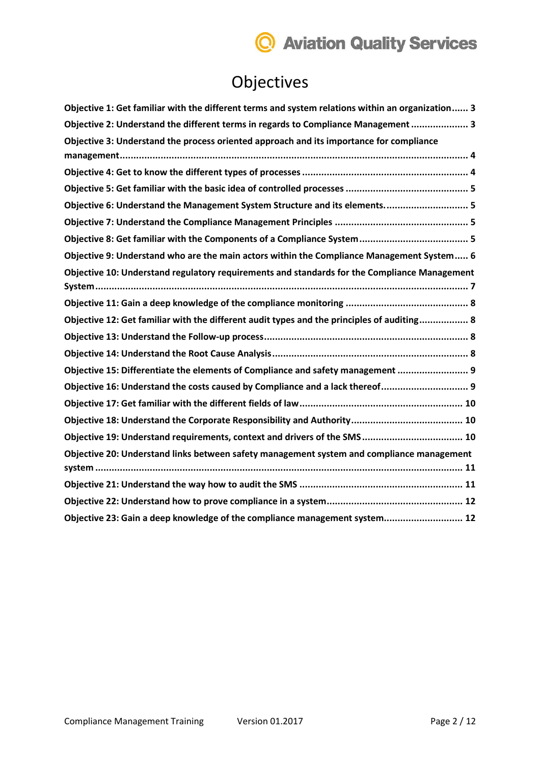# Objectives

**Objective 1: Get familiar with the different terms and system relations within an organization...... 3**

**Objective 2: Understand the different terms in regards to Compliance Management ..................... 3**

**Objective 3: Understand the process oriented approach and its importance for compliance management.................................................................................................................................. 4**

**Objective 4: Get to know the different types of processes ............................................................ 4**

**Objective 5: Get familiar with the basic idea of controlled processes ............................................ 5**

**Objective 6: Understand the Management System Structure and its elements.............................. 5**

**Objective 7: Understand the Compliance Management Principles ................................................ 5**

**Objective 8: Get familiar with the Components of a Compliance System....................................... 5**

**Objective 9: Understand who are the main actors within the Compliance Management System..... 6**

**Objective 10: Understand regulatory requirements and standards for the Compliance Management System....................................................................................................................................... 7**

**Objective 11: Gain a deep knowledge of the compliance monitoring ............................................ 8**

**Objective 12: Get familiar with the different audit types and the principles of auditing.................. 8**

**Objective 13: Understand the Follow-up process.......................................................................... 8**

**Objective 14: Understand the Root Cause Analysis....................................................................... 8**

**Objective 15: Differentiate the elements of Compliance and safety management .......................... 9**

**Objective 16: Understand the costs caused by Compliance and a lack thereof............................... 9**

**Objective 17: Get familiar with the different fields of law........................................................... 10**

**Objective 18: Understand the Corporate Responsibility and Authority........................................ 10**

**Objective 19: Understand requirements, context and drivers of the SMS.................................... 10**

**Objective 20: Understand links between safety management system and compliance management system ..................................................................................................................................... 11**

**Objective 21: Understand the way how to audit the SMS ........................................................... 11**

**Objective 22: Understand how to prove compliance in a system................................................. 12**

**Objective 23: Gain a deep knowledge of the compliance management system............................ 12**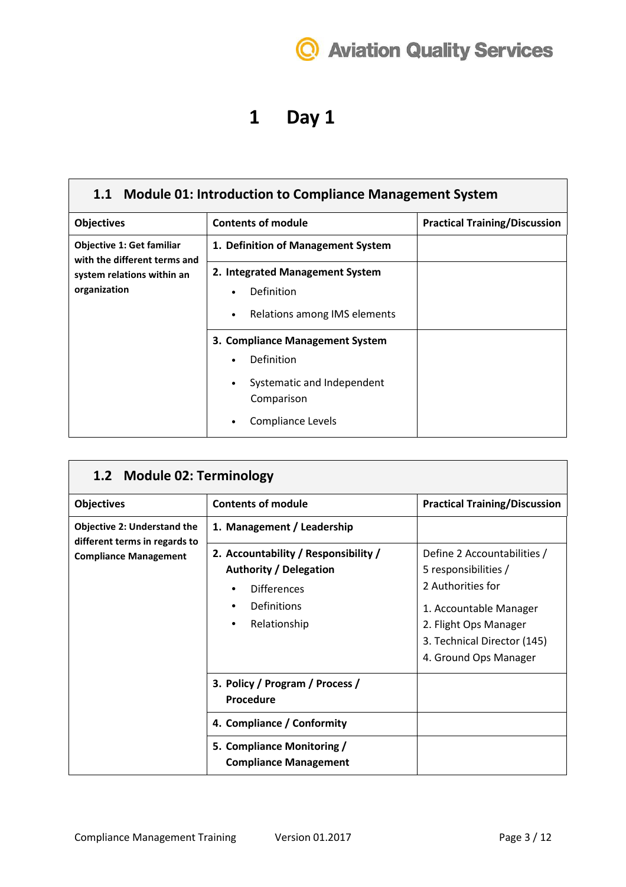# 1 Day 1

## 1.1 Module 01: Introduction to Compliance Management System

| Objectives | Contents of module | Practical Training/Discussion |
|---|---|---|
| **Objective 1: Get familiar with the different terms and system relations within an organization** | **1. Definition of Management System** | |
| | **2. Integrated Management System**<br>• Definition<br>• Relations among IMS elements | |
| | **3. Compliance Management System**<br>• Definition<br>• Systematic and Independent Comparison<br>• Compliance Levels | |

## 1.2 Module 02: Terminology

| Objectives | Contents of module | Practical Training/Discussion |
|---|---|---|
| **Objective 2: Understand the different terms in regards to Compliance Management** | **1. Management / Leadership** | |
| | **2. Accountability / Responsibility / Authority / Delegation**<br>• Differences<br>• Definitions<br>• Relationship | Define 2 Accountabilities / 5 responsibilities / 2 Authorities for<br>1. Accountable Manager<br>2. Flight Ops Manager<br>3. Technical Director (145)<br>4. Ground Ops Manager |
| | **3. Policy / Program / Process / Procedure** | |
| | **4. Compliance / Conformity** | |
| | **5. Compliance Monitoring / Compliance Management** | |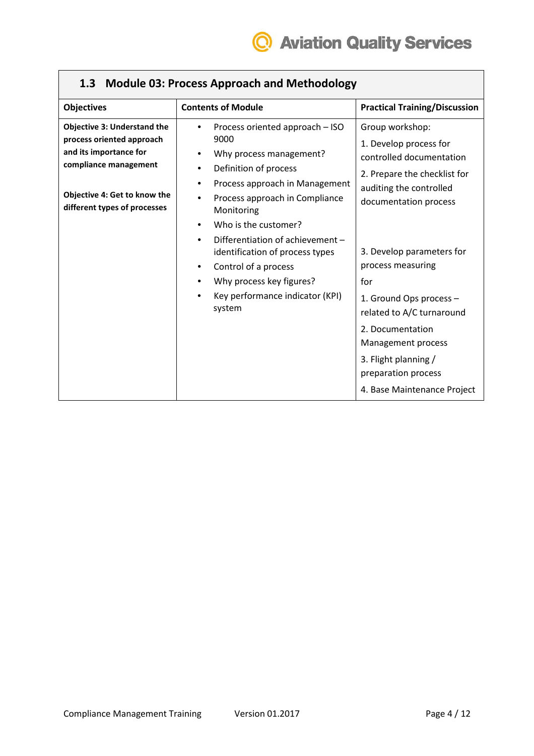## 1.3 Module 03: Process Approach and Methodology

| Objectives | Contents of Module | Practical Training/Discussion |
| --- | --- | --- |
| **Objective 3: Understand the process oriented approach and its importance for compliance management**<br><br>**Objective 4: Get to know the different types of processes** | • Process oriented approach – ISO 9000<br>• Why process management?<br>• Definition of process<br>• Process approach in Management<br>• Process approach in Compliance Monitoring<br>• Who is the customer?<br>• Differentiation of achievement – identification of process types<br>• Control of a process<br>• Why process key figures?<br>• Key performance indicator (KPI) system | Group workshop:<br>1. Develop process for controlled documentation<br>2. Prepare the checklist for auditing the controlled documentation process<br><br>3. Develop parameters for process measuring<br>for<br>1. Ground Ops process – related to A/C turnaround<br>2. Documentation Management process<br>3. Flight planning / preparation process<br>4. Base Maintenance Project |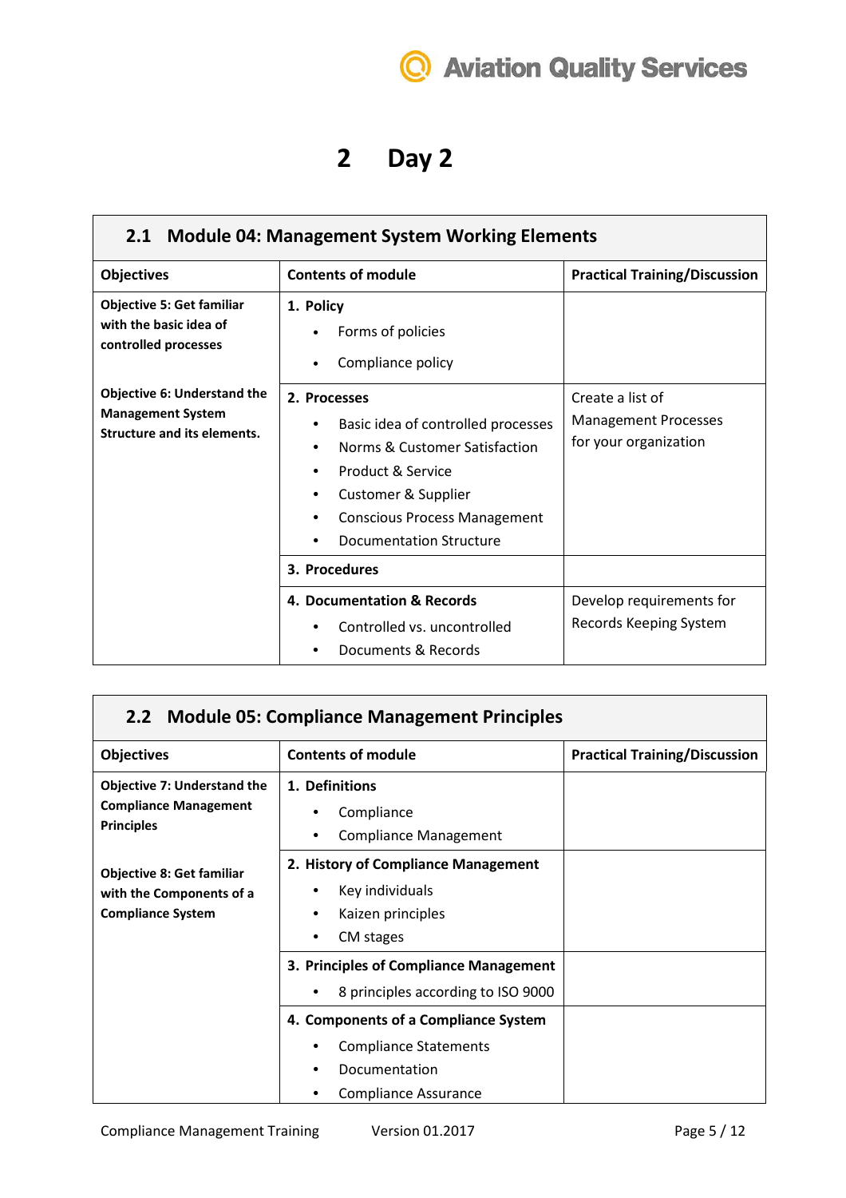# 2 Day 2

## 2.1 Module 04: Management System Working Elements

| Objectives | Contents of module | Practical Training/Discussion |
|---|---|---|
| **Objective 5: Get familiar with the basic idea of controlled processes** | **1. Policy**<br>• Forms of policies<br>• Compliance policy | |
| **Objective 6: Understand the Management System Structure and its elements.** | **2. Processes**<br>• Basic idea of controlled processes<br>• Norms & Customer Satisfaction<br>• Product & Service<br>• Customer & Supplier<br>• Conscious Process Management<br>• Documentation Structure | Create a list of Management Processes for your organization |
| | **3. Procedures** | |
| | **4. Documentation & Records**<br>• Controlled vs. uncontrolled<br>• Documents & Records | Develop requirements for Records Keeping System |

## 2.2 Module 05: Compliance Management Principles

| Objectives | Contents of module | Practical Training/Discussion |
|---|---|---|
| **Objective 7: Understand the Compliance Management Principles** | **1. Definitions**<br>• Compliance<br>• Compliance Management | |
| **Objective 8: Get familiar with the Components of a Compliance System** | **2. History of Compliance Management**<br>• Key individuals<br>• Kaizen principles<br>• CM stages | |
| | **3. Principles of Compliance Management**<br>• 8 principles according to ISO 9000 | |
| | **4. Components of a Compliance System**<br>• Compliance Statements<br>• Documentation<br>• Compliance Assurance | |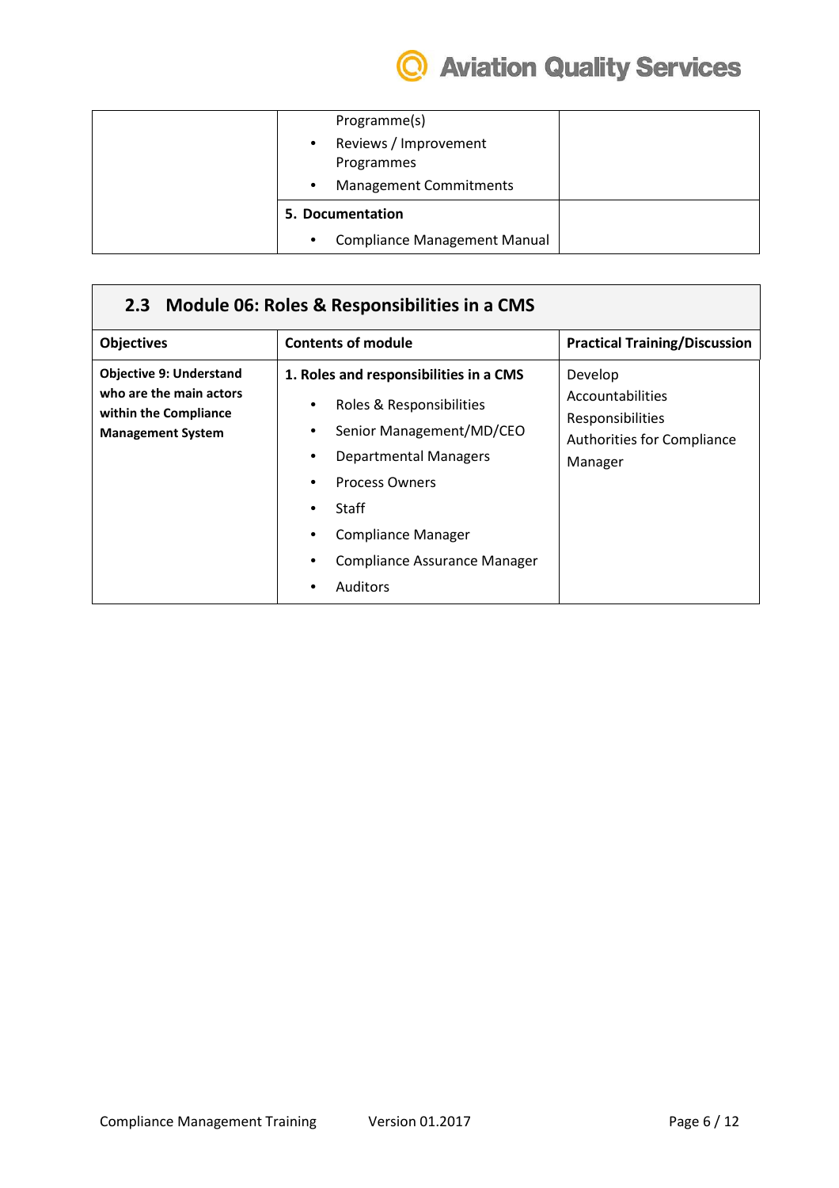| | | |
|---|---|---|
| | Programme(s)<br>• Reviews / Improvement Programmes<br>• Management Commitments | |
| | **5. Documentation**<br>• Compliance Management Manual | |

## 2.3 Module 06: Roles & Responsibilities in a CMS

| Objectives | Contents of module | Practical Training/Discussion |
|---|---|---|
| **Objective 9: Understand who are the main actors within the Compliance Management System** | **1. Roles and responsibilities in a CMS**<br>• Roles & Responsibilities<br>• Senior Management/MD/CEO<br>• Departmental Managers<br>• Process Owners<br>• Staff<br>• Compliance Manager<br>• Compliance Assurance Manager<br>• Auditors | Develop Accountabilities Responsibilities Authorities for Compliance Manager |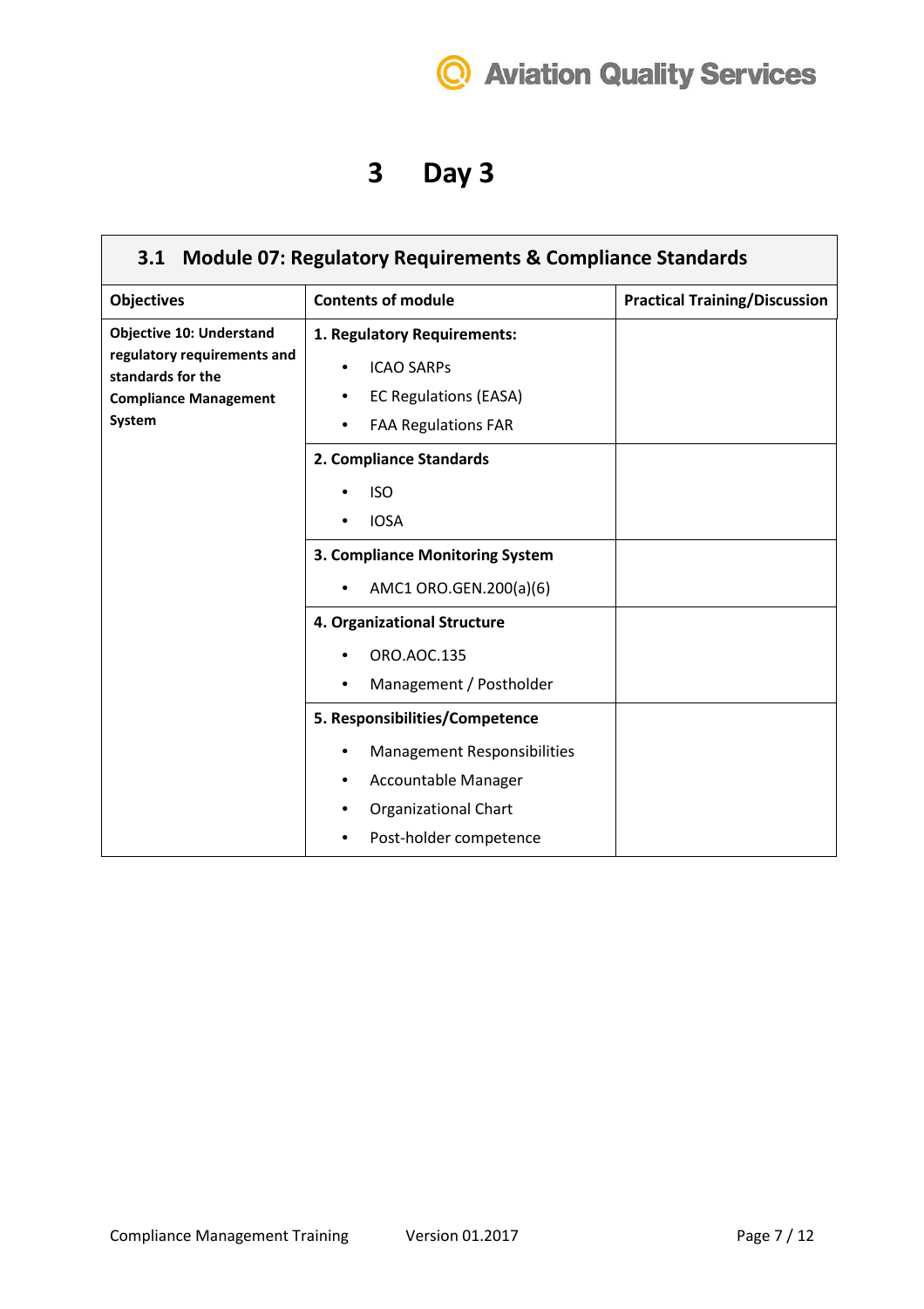# 3 Day 3

| 3.1 Module 07: Regulatory Requirements & Compliance Standards | | |
|---|---|---|
| **Objectives** | **Contents of module** | **Practical Training/Discussion** |
| **Objective 10: Understand regulatory requirements and standards for the Compliance Management System** | **1. Regulatory Requirements:**<br>• ICAO SARPs<br>• EC Regulations (EASA)<br>• FAA Regulations FAR | |
| | **2. Compliance Standards**<br>• ISO<br>• IOSA | |
| | **3. Compliance Monitoring System**<br>• AMC1 ORO.GEN.200(a)(6) | |
| | **4. Organizational Structure**<br>• ORO.AOC.135<br>• Management / Postholder | |
| | **5. Responsibilities/Competence**<br>• Management Responsibilities<br>• Accountable Manager<br>• Organizational Chart<br>• Post-holder competence | |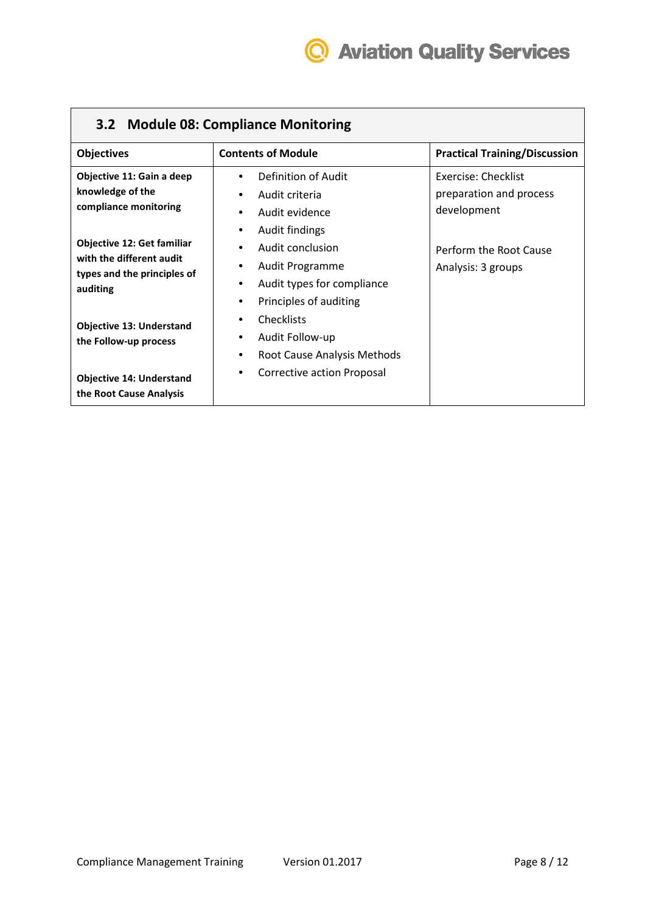## 3.2 Module 08: Compliance Monitoring

| Objectives | Contents of Module | Practical Training/Discussion |
|---|---|---|
| **Objective 11: Gain a deep knowledge of the compliance monitoring**<br><br>**Objective 12: Get familiar with the different audit types and the principles of auditing**<br><br>**Objective 13: Understand the Follow-up process**<br><br>**Objective 14: Understand the Root Cause Analysis** | • Definition of Audit<br>• Audit criteria<br>• Audit evidence<br>• Audit findings<br>• Audit conclusion<br>• Audit Programme<br>• Audit types for compliance<br>• Principles of auditing<br>• Checklists<br>• Audit Follow-up<br>• Root Cause Analysis Methods<br>• Corrective action Proposal | Exercise: Checklist preparation and process development<br><br>Perform the Root Cause Analysis: 3 groups |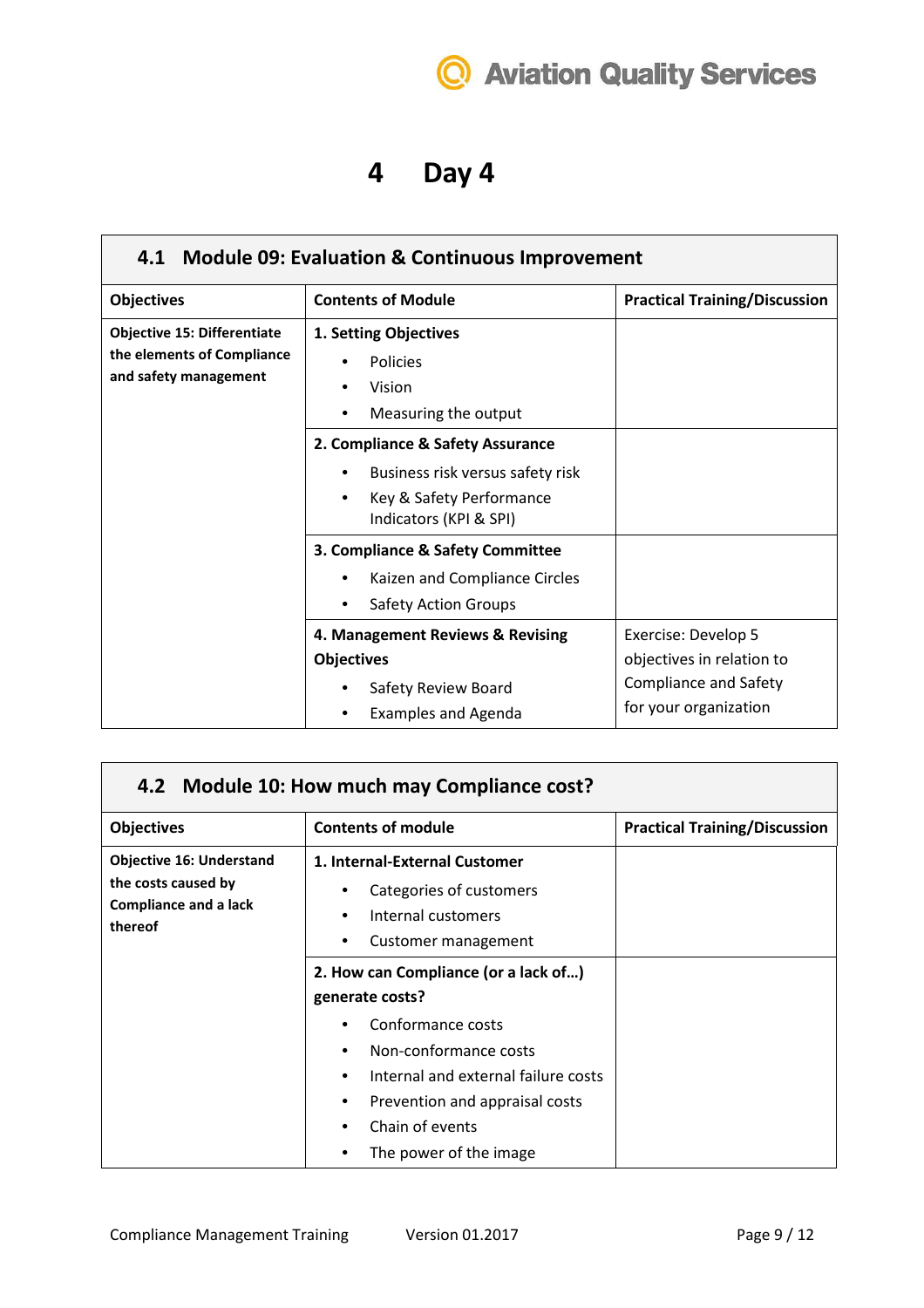# 4 Day 4

## 4.1 Module 09: Evaluation & Continuous Improvement

| Objectives | Contents of Module | Practical Training/Discussion |
|---|---|---|
| **Objective 15: Differentiate the elements of Compliance and safety management** | **1. Setting Objectives**<br>• Policies<br>• Vision<br>• Measuring the output | |
| | **2. Compliance & Safety Assurance**<br>• Business risk versus safety risk<br>• Key & Safety Performance Indicators (KPI & SPI) | |
| | **3. Compliance & Safety Committee**<br>• Kaizen and Compliance Circles<br>• Safety Action Groups | |
| | **4. Management Reviews & Revising Objectives**<br>• Safety Review Board<br>• Examples and Agenda | Exercise: Develop 5 objectives in relation to Compliance and Safety for your organization |

## 4.2 Module 10: How much may Compliance cost?

| Objectives | Contents of module | Practical Training/Discussion |
|---|---|---|
| **Objective 16: Understand the costs caused by Compliance and a lack thereof** | **1. Internal-External Customer**<br>• Categories of customers<br>• Internal customers<br>• Customer management | |
| | **2. How can Compliance (or a lack of…) generate costs?**<br>• Conformance costs<br>• Non-conformance costs<br>• Internal and external failure costs<br>• Prevention and appraisal costs<br>• Chain of events<br>• The power of the image | |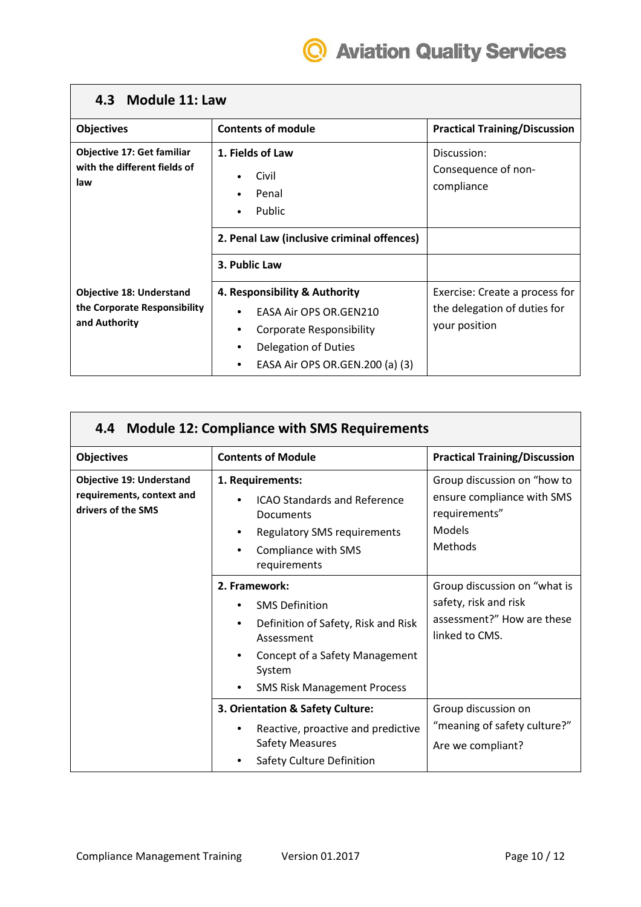## 4.3 Module 11: Law

| Objectives | Contents of module | Practical Training/Discussion |
|---|---|---|
| **Objective 17: Get familiar with the different fields of law** | **1. Fields of Law**<br>• Civil<br>• Penal<br>• Public | Discussion:<br>Consequence of non-compliance |
| | **2. Penal Law (inclusive criminal offences)** | |
| | **3. Public Law** | |
| **Objective 18: Understand the Corporate Responsibility and Authority** | **4. Responsibility & Authority**<br>• EASA Air OPS OR.GEN210<br>• Corporate Responsibility<br>• Delegation of Duties<br>• EASA Air OPS OR.GEN.200 (a) (3) | Exercise: Create a process for the delegation of duties for your position |

## 4.4 Module 12: Compliance with SMS Requirements

| Objectives | Contents of Module | Practical Training/Discussion |
|---|---|---|
| **Objective 19: Understand requirements, context and drivers of the SMS** | **1. Requirements:**<br>• ICAO Standards and Reference Documents<br>• Regulatory SMS requirements<br>• Compliance with SMS requirements | Group discussion on "how to ensure compliance with SMS requirements"<br>Models<br>Methods |
| | **2. Framework:**<br>• SMS Definition<br>• Definition of Safety, Risk and Risk Assessment<br>• Concept of a Safety Management System<br>• SMS Risk Management Process | Group discussion on "what is safety, risk and risk assessment?" How are these linked to CMS. |
| | **3. Orientation & Safety Culture:**<br>• Reactive, proactive and predictive Safety Measures<br>• Safety Culture Definition | Group discussion on "meaning of safety culture?"<br>Are we compliant? |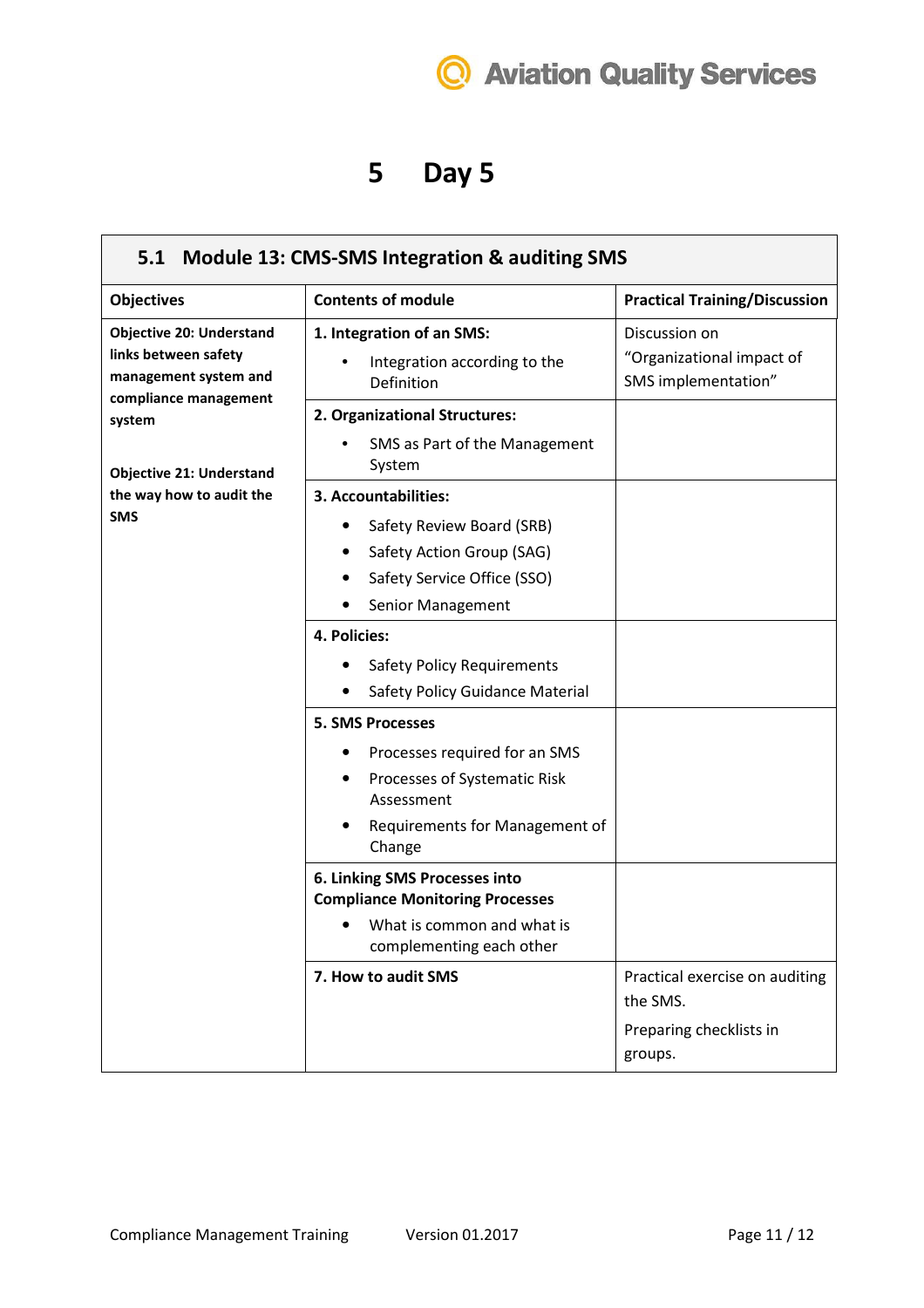# 5 Day 5

## 5.1 Module 13: CMS-SMS Integration & auditing SMS

| Objectives | Contents of module | Practical Training/Discussion |
|---|---|---|
| **Objective 20: Understand links between safety management system and compliance management system**<br><br>**Objective 21: Understand the way how to audit the SMS** | **1. Integration of an SMS:**<br>• Integration according to the Definition | Discussion on "Organizational impact of SMS implementation" |
| | **2. Organizational Structures:**<br>• SMS as Part of the Management System | |
| | **3. Accountabilities:**<br>• Safety Review Board (SRB)<br>• Safety Action Group (SAG)<br>• Safety Service Office (SSO)<br>• Senior Management | |
| | **4. Policies:**<br>• Safety Policy Requirements<br>• Safety Policy Guidance Material | |
| | **5. SMS Processes**<br>• Processes required for an SMS<br>• Processes of Systematic Risk Assessment<br>• Requirements for Management of Change | |
| | **6. Linking SMS Processes into Compliance Monitoring Processes**<br>• What is common and what is complementing each other | |
| | **7. How to audit SMS** | Practical exercise on auditing the SMS.<br><br>Preparing checklists in groups. |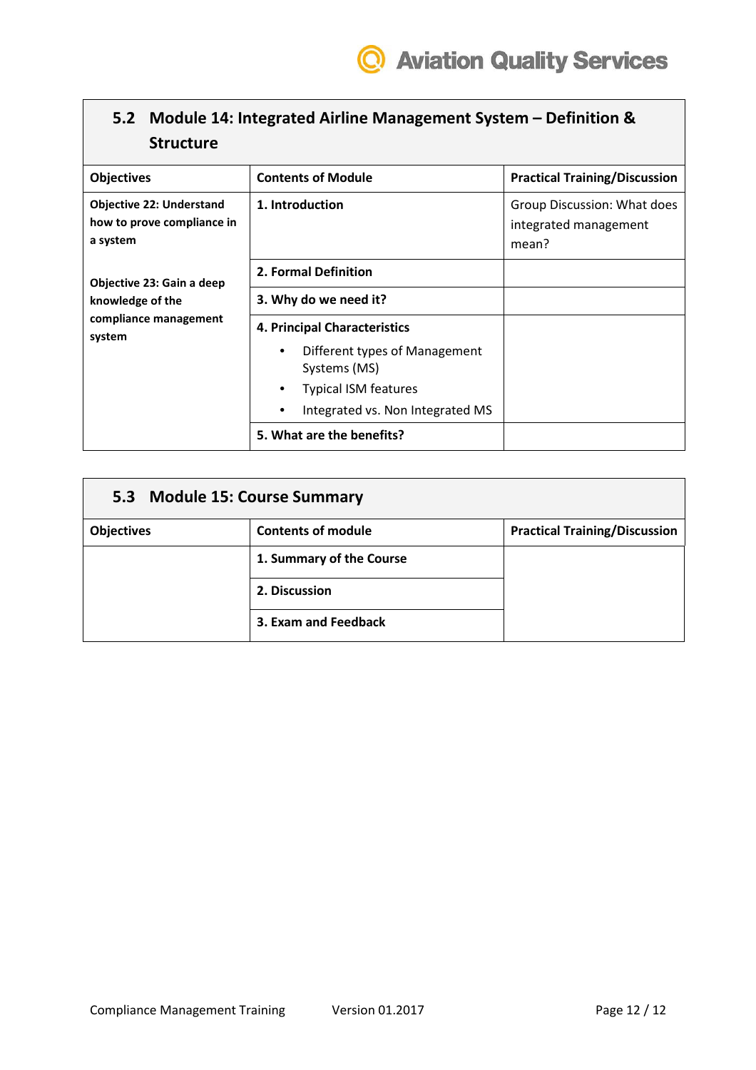## 5.2 Module 14: Integrated Airline Management System – Definition & Structure

| Objectives | Contents of Module | Practical Training/Discussion |
|---|---|---|
| **Objective 22: Understand how to prove compliance in a system**<br><br>**Objective 23: Gain a deep knowledge of the compliance management system** | **1. Introduction** | Group Discussion: What does integrated management mean? |
| | **2. Formal Definition** | |
| | **3. Why do we need it?** | |
| | **4. Principal Characteristics**<br>• Different types of Management Systems (MS)<br>• Typical ISM features<br>• Integrated vs. Non Integrated MS | |
| | **5. What are the benefits?** | |

## 5.3 Module 15: Course Summary

| Objectives | Contents of module | Practical Training/Discussion |
|---|---|---|
| | **1. Summary of the Course** | |
| | **2. Discussion** | |
| | **3. Exam and Feedback** | |